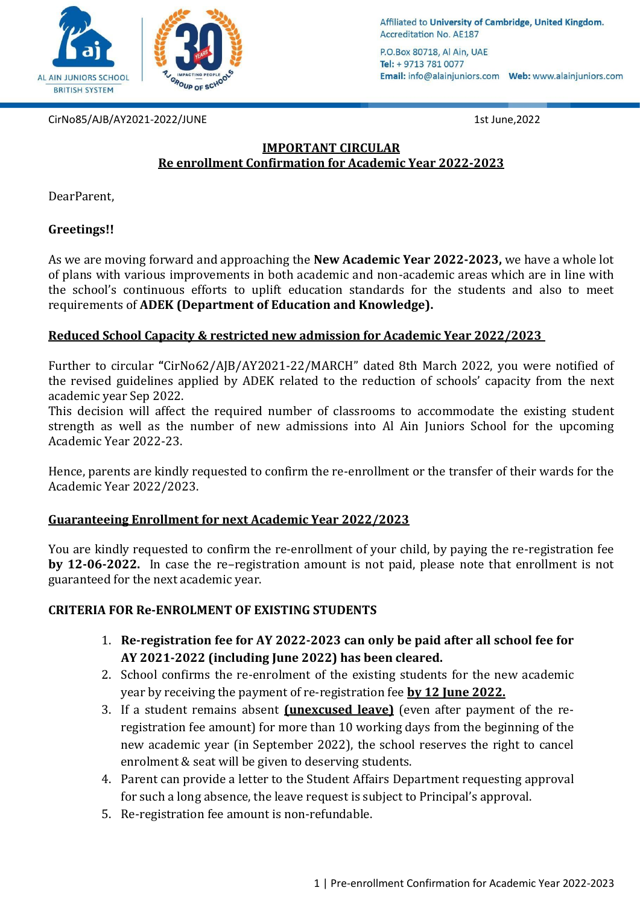AL AIN JUNIORS SCHOOL
BRITISH SYSTEM

Affiliated to **University of Cambridge, United Kingdom.**
Accreditation No. AE187

P.O.Box 80718, Al Ain, UAE
**Tel:** + 9713 781 0077
**Email:** info@alainjuniors.com **Web:** www.alainjuniors.com

CirNo85/AJB/AY2021-2022/JUNE

1st June,2022

# IMPORTANT CIRCULAR
## Re enrollment Confirmation for Academic Year 2022-2023

DearParent,

**Greetings!!**

As we are moving forward and approaching the **New Academic Year 2022-2023,** we have a whole lot of plans with various improvements in both academic and non-academic areas which are in line with the school's continuous efforts to uplift education standards for the students and also to meet requirements of **ADEK (Department of Education and Knowledge).**

### Reduced School Capacity & restricted new admission for Academic Year 2022/2023

Further to circular **"**CirNo62/AJB/AY2021-22/MARCH" dated 8th March 2022, you were notified of the revised guidelines applied by ADEK related to the reduction of schools' capacity from the next academic year Sep 2022.
This decision will affect the required number of classrooms to accommodate the existing student strength as well as the number of new admissions into Al Ain Juniors School for the upcoming Academic Year 2022-23.

Hence, parents are kindly requested to confirm the re-enrollment or the transfer of their wards for the Academic Year 2022/2023.

### Guaranteeing Enrollment for next Academic Year 2022/2023

You are kindly requested to confirm the re-enrollment of your child, by paying the re-registration fee **by 12-06-2022.** In case the re–registration amount is not paid, please note that enrollment is not guaranteed for the next academic year.

**CRITERIA FOR Re-ENROLMENT OF EXISTING STUDENTS**

1. **Re-registration fee for AY 2022-2023 can only be paid after all school fee for AY 2021-2022 (including June 2022) has been cleared.**
2. School confirms the re-enrolment of the existing students for the new academic year by receiving the payment of re-registration fee **by 12 June 2022.**
3. If a student remains absent **(unexcused leave)** (even after payment of the re-registration fee amount) for more than 10 working days from the beginning of the new academic year (in September 2022), the school reserves the right to cancel enrolment & seat will be given to deserving students.
4. Parent can provide a letter to the Student Affairs Department requesting approval for such a long absence, the leave request is subject to Principal's approval.
5. Re-registration fee amount is non-refundable.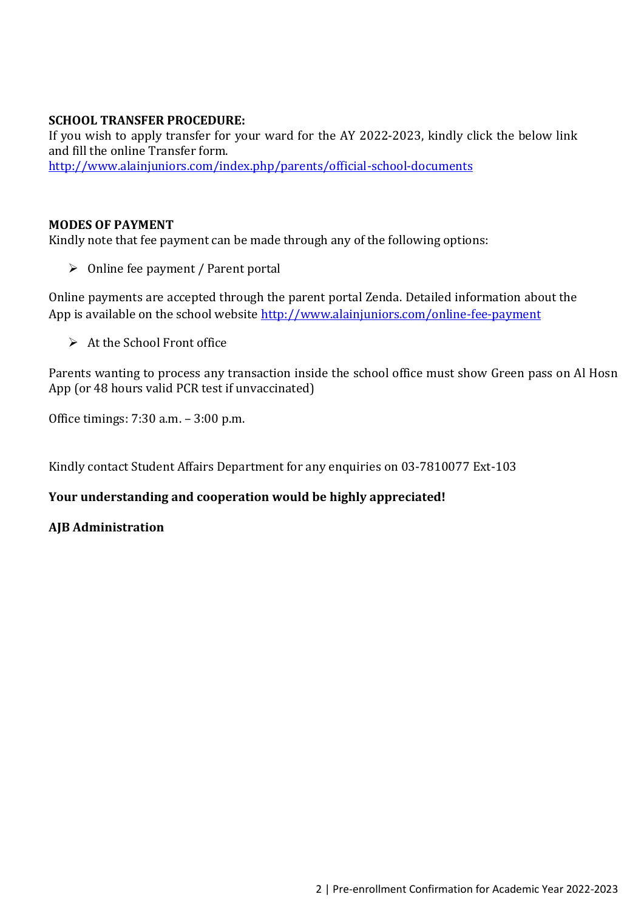**SCHOOL TRANSFER PROCEDURE:**
If you wish to apply transfer for your ward for the AY 2022-2023, kindly click the below link and fill the online Transfer form.
http://www.alainjuniors.com/index.php/parents/official-school-documents

**MODES OF PAYMENT**
Kindly note that fee payment can be made through any of the following options:

- Online fee payment / Parent portal

Online payments are accepted through the parent portal Zenda. Detailed information about the App is available on the school website http://www.alainjuniors.com/online-fee-payment

- At the School Front office

Parents wanting to process any transaction inside the school office must show Green pass on Al Hosn App (or 48 hours valid PCR test if unvaccinated)

Office timings: 7:30 a.m. – 3:00 p.m.

Kindly contact Student Affairs Department for any enquiries on 03-7810077 Ext-103

**Your understanding and cooperation would be highly appreciated!**

**AJB Administration**